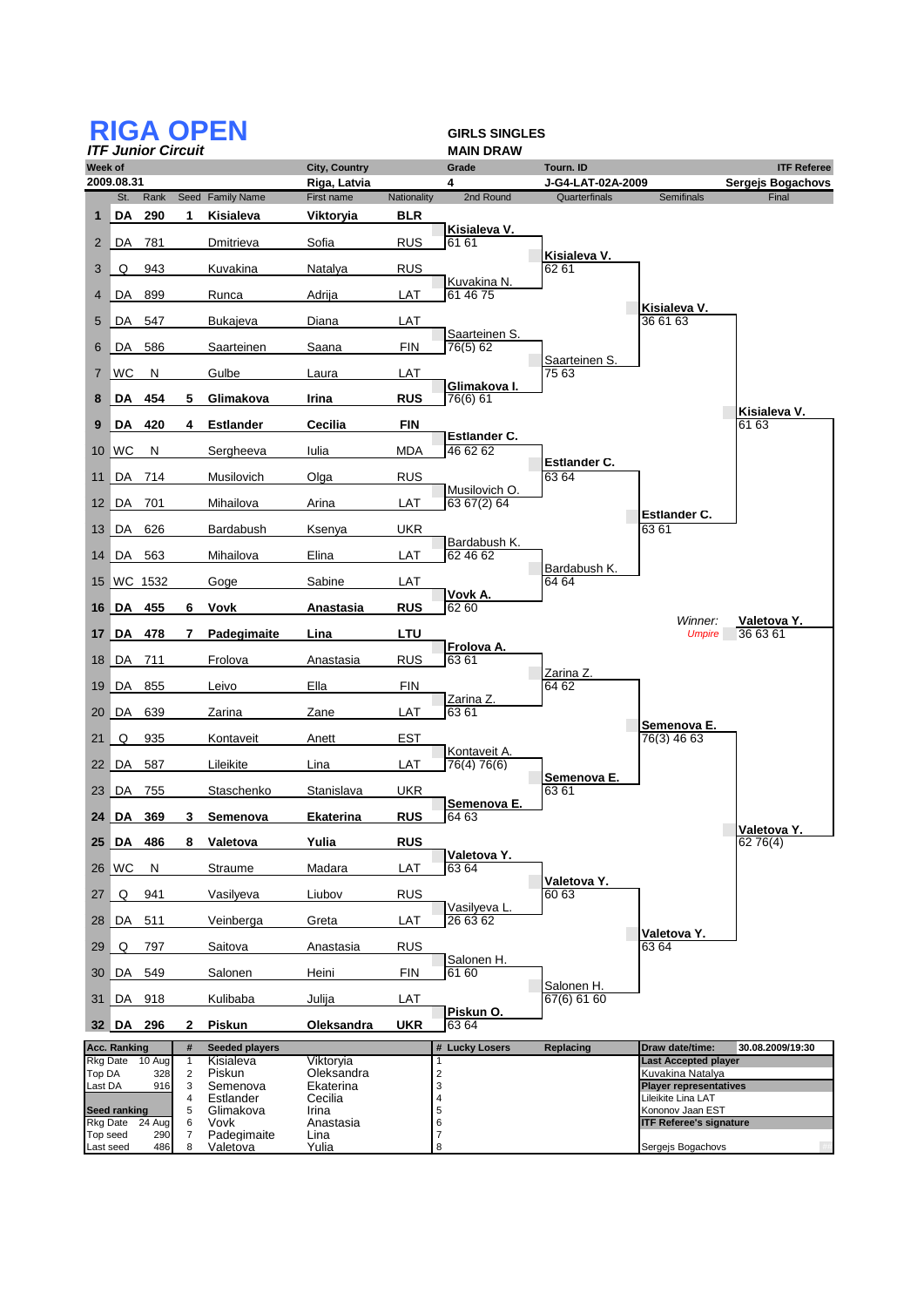# RIGA OPEN

*ITF Junior Circuit*

**GIRLS SINGLES**
**MAIN DRAW**

| Week of | City, Country | Grade | Tourn. ID | ITF Referee |
|---|---|---|---|---|
| 2009.08.31 | Riga, Latvia | 4 | J-G4-LAT-02A-2009 | Sergejs Bogachovs |

| # | St. | Rank | Seed | Family Name | First name | Nationality | 2nd Round | Quarterfinals | Semifinals | Final |
|---|---|---|---|---|---|---|---|---|---|---|
| 1 | DA | 290 | 1 | **Kisialeva** | **Viktoryia** | **BLR** | | | | |
| 2 | DA | 781 | | Dmitrieva | Sofia | RUS | **Kisialeva V.** 61 61 | | | |
| 3 | Q | 943 | | Kuvakina | Natalya | RUS | | **Kisialeva V.** 62 61 | | |
| 4 | DA | 899 | | Runca | Adrija | LAT | Kuvakina N. 61 46 75 | | | |
| 5 | DA | 547 | | Bukajeva | Diana | LAT | | | **Kisialeva V.** 36 61 63 | |
| 6 | DA | 586 | | Saarteinen | Saana | FIN | Saarteinen S. 76(5) 62 | | | |
| 7 | WC | N | | Gulbe | Laura | LAT | | Saarteinen S. 75 63 | | |
| 8 | DA | 454 | 5 | **Glimakova** | **Irina** | **RUS** | **Glimakova I.** 76(6) 61 | | | |
| 9 | DA | 420 | 4 | **Estlander** | **Cecilia** | **FIN** | | | | **Kisialeva V.** 61 63 |
| 10 | WC | N | | Sergheeva | Iulia | MDA | **Estlander C.** 46 62 62 | | | |
| 11 | DA | 714 | | Musilovich | Olga | RUS | | **Estlander C.** 63 64 | | |
| 12 | DA | 701 | | Mihailova | Arina | LAT | Musilovich O. 63 67(2) 64 | | | |
| 13 | DA | 626 | | Bardabush | Ksenya | UKR | | | **Estlander C.** 63 61 | |
| 14 | DA | 563 | | Mihailova | Elina | LAT | Bardabush K. 62 46 62 | | | |
| 15 | WC | 1532 | | Goge | Sabine | LAT | | Bardabush K. 64 64 | | |
| 16 | DA | 455 | 6 | **Vovk** | **Anastasia** | **RUS** | **Vovk A.** 62 60 | | | |
| 17 | DA | 478 | 7 | **Padegimaite** | **Lina** | **LTU** | | | *Winner:* | **Valetova Y.** 36 63 61 |
| 18 | DA | 711 | | Frolova | Anastasia | RUS | **Frolova A.** 63 61 | | | |
| 19 | DA | 855 | | Leivo | Ella | FIN | | Zarina Z. 64 62 | | |
| 20 | DA | 639 | | Zarina | Zane | LAT | Zarina Z. 63 61 | | | |
| 21 | Q | 935 | | Kontaveit | Anett | EST | | | **Semenova E.** 76(3) 46 63 | |
| 22 | DA | 587 | | Lileikite | Lina | LAT | Kontaveit A. 76(4) 76(6) | | | |
| 23 | DA | 755 | | Staschenko | Stanislava | UKR | | **Semenova E.** 63 61 | | |
| 24 | DA | 369 | 3 | **Semenova** | **Ekaterina** | **RUS** | **Semenova E.** 64 63 | | | |
| 25 | DA | 486 | 8 | **Valetova** | **Yulia** | **RUS** | | | | **Valetova Y.** 62 76(4) |
| 26 | WC | N | | Straume | Madara | LAT | **Valetova Y.** 63 64 | | | |
| 27 | Q | 941 | | Vasilyeva | Liubov | RUS | | **Valetova Y.** 60 63 | | |
| 28 | DA | 511 | | Veinberga | Greta | LAT | Vasilyeva L. 26 63 62 | | | |
| 29 | Q | 797 | | Saitova | Anastasia | RUS | | | **Valetova Y.** 63 64 | |
| 30 | DA | 549 | | Salonen | Heini | FIN | Salonen H. 61 60 | | | |
| 31 | DA | 918 | | Kulibaba | Julija | LAT | | Salonen H. 67(6) 61 60 | | |
| 32 | DA | 296 | 2 | **Piskun** | **Oleksandra** | **UKR** | **Piskun O.** 63 64 | | | |

*Umpire*

| Acc. Ranking | | # | Seeded players | | # Lucky Losers | Replacing | Draw date/time: 30.08.2009/19:30 |
|---|---|---|---|---|---|---|---|
| Rkg Date | 10 Aug | 1 | Kisialeva | Viktoryia | 1 | | **Last Accepted player** |
| Top DA | 328 | 2 | Piskun | Oleksandra | 2 | | Kuvakina Natalya |
| Last DA | 916 | 3 | Semenova | Ekaterina | 3 | | **Player representatives** |
| | | 4 | Estlander | Cecilia | 4 | | Lileikite Lina LAT |
| **Seed ranking** | | 5 | Glimakova | Irina | 5 | | Kononov Jaan EST |
| Rkg Date | 24 Aug | 6 | Vovk | Anastasia | 6 | | **ITF Referee's signature** |
| Top seed | 290 | 7 | Padegimaite | Lina | 7 | | |
| Last seed | 486 | 8 | Valetova | Yulia | 8 | | Sergejs Bogachovs |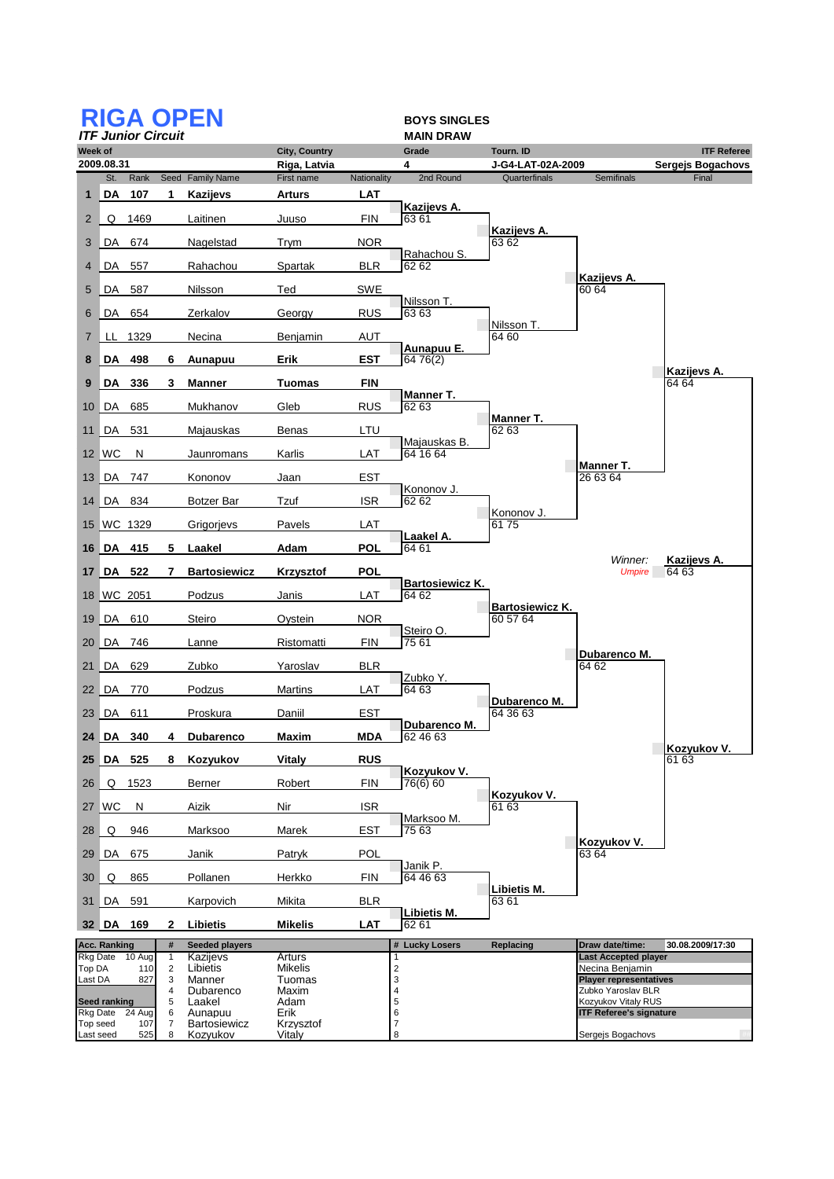# RIGA OPEN

***ITF Junior Circuit***

**BOYS SINGLES**
**MAIN DRAW**

| Week of | City, Country | Grade | Tourn. ID | ITF Referee |
|---|---|---|---|---|
| **2009.08.31** | **Riga, Latvia** | **4** | **J-G4-LAT-02A-2009** | **Sergejs Bogachovs** |

| # | St. | Rank | Seed | Family Name | First name | Nationality | 2nd Round | Quarterfinals | Semifinals | Final |
|---|---|---|---|---|---|---|---|---|---|---|
| **1** | **DA** | **107** | **1** | **Kazijevs** | **Arturs** | **LAT** | | | | |
| 2 | Q | 1469 | | Laitinen | Juuso | FIN | **Kazijevs A.** 63 61 | | | |
| 3 | DA | 674 | | Nagelstad | Trym | NOR | | **Kazijevs A.** 63 62 | | |
| 4 | DA | 557 | | Rahachou | Spartak | BLR | Rahachou S. 62 62 | | | |
| 5 | DA | 587 | | Nilsson | Ted | SWE | | | **Kazijevs A.** 60 64 | |
| 6 | DA | 654 | | Zerkalov | Georgy | RUS | Nilsson T. 63 63 | | | |
| 7 | LL | 1329 | | Necina | Benjamin | AUT | | Nilsson T. 64 60 | | |
| **8** | **DA** | **498** | **6** | **Aunapuu** | **Erik** | **EST** | **Aunapuu E.** 64 76(2) | | | |
| **9** | **DA** | **336** | **3** | **Manner** | **Tuomas** | **FIN** | | | | **Kazijevs A.** 64 64 |
| 10 | DA | 685 | | Mukhanov | Gleb | RUS | **Manner T.** 62 63 | | | |
| 11 | DA | 531 | | Majauskas | Benas | LTU | | **Manner T.** 62 63 | | |
| 12 | WC | N | | Jaunromans | Karlis | LAT | Majauskas B. 64 16 64 | | | |
| 13 | DA | 747 | | Kononov | Jaan | EST | | | **Manner T.** 26 63 64 | |
| 14 | DA | 834 | | Botzer Bar | Tzuf | ISR | Kononov J. 62 62 | | | |
| 15 | WC | 1329 | | Grigorjevs | Pavels | LAT | | Kononov J. 61 75 | | |
| **16** | **DA** | **415** | **5** | **Laakel** | **Adam** | **POL** | **Laakel A.** 64 61 | | | |
| | | | | | | | | | *Winner:* | **Kazijevs A.** 64 63 |
| **17** | **DA** | **522** | **7** | **Bartosiewicz** | **Krzysztof** | **POL** | | | *Umpire* | |
| 18 | WC | 2051 | | Podzus | Janis | LAT | **Bartosiewicz K.** 64 62 | | | |
| 19 | DA | 610 | | Steiro | Oystein | NOR | | **Bartosiewicz K.** 60 57 64 | | |
| 20 | DA | 746 | | Lanne | Ristomatti | FIN | Steiro O. 75 61 | | | |
| 21 | DA | 629 | | Zubko | Yaroslav | BLR | | | **Dubarenco M.** 64 62 | |
| 22 | DA | 770 | | Podzus | Martins | LAT | Zubko Y. 64 63 | | | |
| 23 | DA | 611 | | Proskura | Daniil | EST | | **Dubarenco M.** 64 36 63 | | |
| **24** | **DA** | **340** | **4** | **Dubarenco** | **Maxim** | **MDA** | **Dubarenco M.** 62 46 63 | | | |
| **25** | **DA** | **525** | **8** | **Kozyukov** | **Vitaly** | **RUS** | | | | **Kozyukov V.** 61 63 |
| 26 | Q | 1523 | | Berner | Robert | FIN | **Kozyukov V.** 76(6) 60 | | | |
| 27 | WC | N | | Aizik | Nir | ISR | | **Kozyukov V.** 61 63 | | |
| 28 | Q | 946 | | Marksoo | Marek | EST | Marksoo M. 75 63 | | | |
| 29 | DA | 675 | | Janik | Patryk | POL | | | **Kozyukov V.** 63 64 | |
| 30 | Q | 865 | | Pollanen | Herkko | FIN | Janik P. 64 46 63 | | | |
| 31 | DA | 591 | | Karpovich | Mikita | BLR | | **Libietis M.** 63 61 | | |
| **32** | **DA** | **169** | **2** | **Libietis** | **Mikelis** | **LAT** | **Libietis M.** 62 61 | | | |

| Acc. Ranking | | # | Seeded players | | # | Lucky Losers | Replacing | Draw date/time: | 30.08.2009/17:30 |
|---|---|---|---|---|---|---|---|---|---|
| Rkg Date | 10 Aug | 1 | Kazijevs | Arturs | 1 | | | **Last Accepted player** | |
| Top DA | 110 | 2 | Libietis | Mikelis | 2 | | | Necina Benjamin | |
| Last DA | 827 | 3 | Manner | Tuomas | 3 | | | **Player representatives** | |
| | | 4 | Dubarenco | Maxim | 4 | | | Zubko Yaroslav BLR | |
| **Seed ranking** | | 5 | Laakel | Adam | 5 | | | Kozyukov Vitaly RUS | |
| Rkg Date | 24 Aug | 6 | Aunapuu | Erik | 6 | | | **ITF Referee's signature** | |
| Top seed | 107 | 7 | Bartosiewicz | Krzysztof | 7 | | | | |
| Last seed | 525 | 8 | Kozyukov | Vitaly | 8 | | | Sergejs Bogachovs | |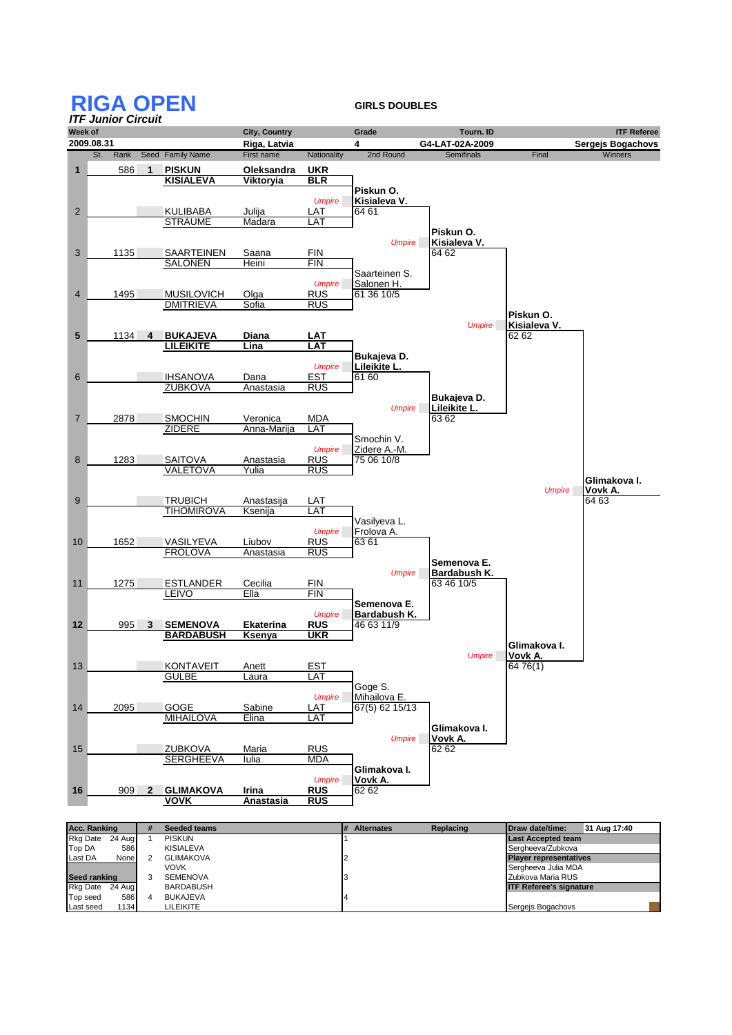# RIGA OPEN

*ITF Junior Circuit*

**GIRLS DOUBLES**

| Week of | City, Country | Grade | Tourn. ID | ITF Referee |
|---|---|---|---|---|
| 2009.08.31 | Riga, Latvia | 4 | G4-LAT-02A-2009 | Sergejs Bogachovs |

| St. | Rank | Seed | Family Name | First name | Nationality | 2nd Round | Semifinals | Final | Winners |
|---|---|---|---|---|---|---|---|---|---|
| 1 | 586 | 1 | **PISKUN** / **KISIALEVA** | **Oleksandra** / **Viktoryia** | **UKR** / **BLR** | | | | |
| | | | | | | **Piskun O. / Kisialeva V.** 64 61 | | | |
| 2 | | | KULIBABA / STRAUME | Julija / Madara | LAT / LAT | | | | |
| | | | | | | | **Piskun O. / Kisialeva V.** 64 62 | | |
| 3 | 1135 | | SAARTEINEN / SALONEN | Saana / Heini | FIN / FIN | | | | |
| | | | | | | Saarteinen S. / Salonen H. 61 36 10/5 | | | |
| 4 | 1495 | | MUSILOVICH / DMITRIEVA | Olga / Sofia | RUS / RUS | | | | |
| | | | | | | | | **Piskun O. / Kisialeva V.** 62 62 | |
| 5 | 1134 | 4 | **BUKAJEVA** / **LILEIKITE** | **Diana** / **Lina** | **LAT** / **LAT** | | | | |
| | | | | | | **Bukajeva D. / Lileikite L.** 61 60 | | | |
| 6 | | | IHSANOVA / ZUBKOVA | Dana / Anastasia | EST / RUS | | | | |
| | | | | | | | **Bukajeva D. / Lileikite L.** 63 62 | | |
| 7 | 2878 | | SMOCHIN / ZIDERE | Veronica / Anna-Marija | MDA / LAT | | | | |
| | | | | | | Smochin V. / Zidere A.-M. 75 06 10/8 | | | |
| 8 | 1283 | | SAITOVA / VALETOVA | Anastasia / Yulia | RUS / RUS | | | | |
| | | | | | | | | | **Glimakova I. / Vovk A.** 64 63 |
| 9 | | | TRUBICH / TIHOMIROVA | Anastasija / Ksenija | LAT / LAT | | | | |
| | | | | | | Vasilyeva L. / Frolova A. 63 61 | | | |
| 10 | 1652 | | VASILYEVA / FROLOVA | Liubov / Anastasia | RUS / RUS | | | | |
| | | | | | | | **Semenova E. / Bardabush K.** 63 46 10/5 | | |
| 11 | 1275 | | ESTLANDER / LEIVO | Cecilia / Ella | FIN / FIN | | | | |
| | | | | | | **Semenova E. / Bardabush K.** 46 63 11/9 | | | |
| 12 | 995 | 3 | **SEMENOVA** / **BARDABUSH** | **Ekaterina** / **Ksenya** | **RUS** / **UKR** | | | | |
| | | | | | | | | **Glimakova I. / Vovk A.** 64 76(1) | |
| 13 | | | KONTAVEIT / GULBE | Anett / Laura | EST / LAT | | | | |
| | | | | | | Goge S. / Mihailova E. 67(5) 62 15/13 | | | |
| 14 | 2095 | | GOGE / MIHAILOVA | Sabine / Elina | LAT / LAT | | | | |
| | | | | | | | **Glimakova I. / Vovk A.** 62 62 | | |
| 15 | | | ZUBKOVA / SERGHEEVA | Maria / Iulia | RUS / MDA | | | | |
| | | | | | | **Glimakova I. / Vovk A.** 62 62 | | | |
| 16 | 909 | 2 | **GLIMAKOVA** / **VOVK** | **Irina** / **Anastasia** | **RUS** / **RUS** | | | | |

| Acc. Ranking | | # | Seeded teams | # | Alternates | Replacing | Draw date/time: | 31 Aug 17:40 |
|---|---|---|---|---|---|---|---|---|
| Rkg Date | 24 Aug | 1 | PISKUN | 1 | | | **Last Accepted team** | |
| Top DA | 586 | | KISIALEVA | | | | Sergheeva/Zubkova | |
| Last DA | None | 2 | GLIMAKOVA | 2 | | | **Player representatives** | |
| | | | VOVK | | | | Sergheeva Julia MDA | |
| **Seed ranking** | | 3 | SEMENOVA | 3 | | | Zubkova Maria RUS | |
| Rkg Date | 24 Aug | | BARDABUSH | | | | **ITF Referee's signature** | |
| Top seed | 586 | 4 | BUKAJEVA | 4 | | | | |
| Last seed | 1134 | | LILEIKITE | | | | Sergejs Bogachovs | |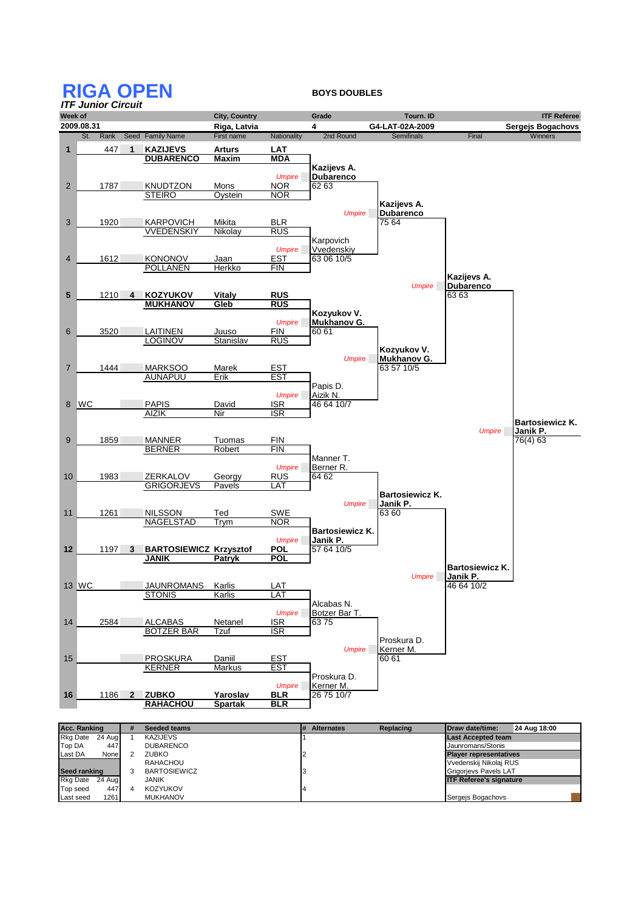# RIGA OPEN

*ITF Junior Circuit*

**BOYS DOUBLES**

| Week of | City, Country | Grade | Tourn. ID | ITF Referee |
|---|---|---|---|---|
| 2009.08.31 | Riga, Latvia | 4 | G4-LAT-02A-2009 | Sergejs Bogachovs |

| # | St. | Rank | Seed | Family Name | First name | Nationality |
|---|---|---|---|---|---|---|
| 1 | | 447 | 1 | **KAZIJEVS** | **Arturs** | **LAT** |
| | | | | **DUBARENCO** | **Maxim** | **MDA** |
| 2 | | 1787 | | KNUDTZON | Mons | NOR |
| | | | | STEIRO | Oystein | NOR |
| 3 | | 1920 | | KARPOVICH | Mikita | BLR |
| | | | | VVEDENSKIY | Nikolay | RUS |
| 4 | | 1612 | | KONONOV | Jaan | EST |
| | | | | POLLANEN | Herkko | FIN |
| 5 | | 1210 | 4 | **KOZYUKOV** | **Vitaly** | **RUS** |
| | | | | **MUKHANOV** | **Gleb** | **RUS** |
| 6 | | 3520 | | LAITINEN | Juuso | FIN |
| | | | | LOGINOV | Stanislav | RUS |
| 7 | | 1444 | | MARKSOO | Marek | EST |
| | | | | AUNAPUU | Erik | EST |
| 8 | WC | | | PAPIS | David | ISR |
| | | | | AIZIK | Nir | ISR |
| 9 | | 1859 | | MANNER | Tuomas | FIN |
| | | | | BERNER | Robert | FIN |
| 10 | | 1983 | | ZERKALOV | Georgy | RUS |
| | | | | GRIGORJEVS | Pavels | LAT |
| 11 | | 1261 | | NILSSON | Ted | SWE |
| | | | | NAGELSTAD | Trym | NOR |
| 12 | | 1197 | 3 | **BARTOSIEWICZ** | **Krzysztof** | **POL** |
| | | | | **JANIK** | **Patryk** | **POL** |
| 13 | WC | | | JAUNROMANS | Karlis | LAT |
| | | | | STONIS | Karlis | LAT |
| 14 | | 2584 | | ALCABAS | Netanel | ISR |
| | | | | BOTZER BAR | Tzuf | ISR |
| 15 | | | | PROSKURA | Daniil | EST |
| | | | | KERNER | Markus | EST |
| 16 | | 1186 | 2 | **ZUBKO** | **Yaroslav** | **BLR** |
| | | | | **RAHACHOU** | **Spartak** | **BLR** |

**2nd Round**

- Kazijevs A. / Dubarenco — 62 63
- Karpovich / Vvedenskiy — 63 06 10/5
- Kozyukov V. / Mukhanov G. — 60 61
- Papis D. / Aizik N. — 46 64 10/7
- Manner T. / Berner R. — 64 62
- Bartosiewicz K. / Janik P. — 57 64 10/5
- Alcabas N. / Botzer Bar T. — 63 75
- Proskura D. / Kerner M. — 26 75 10/7

**Semifinals**

- Kazijevs A. / Dubarenco — 75 64
- Kozyukov V. / Mukhanov G. — 63 57 10/5
- Bartosiewicz K. / Janik P. — 63 60
- Proskura D. / Kerner M. — 60 61

**Final**

- Kazijevs A. / Dubarenco — 63 63
- Bartosiewicz K. / Janik P. — 46 64 10/2

**Winners**

- Bartosiewicz K. / Janik P. — 76(4) 63

| Acc. Ranking | | # | Seeded teams | # | Alternates | Replacing | Draw date/time: | 24 Aug 18:00 |
|---|---|---|---|---|---|---|---|---|
| Rkg Date | 24 Aug | 1 | KAZIJEVS | 1 | | | **Last Accepted team** | |
| Top DA | 447 | | DUBARENCO | | | | Jaunromans/Stonis | |
| Last DA | None | 2 | ZUBKO | 2 | | | **Player representatives** | |
| | | | RAHACHOU | | | | Vvedenskij Nikolaj RUS | |
| **Seed ranking** | | 3 | BARTOSIEWICZ | 3 | | | Grigorjevs Pavels LAT | |
| Rkg Date | 24 Aug | | JANIK | | | | **ITF Referee's signature** | |
| Top seed | 447 | 4 | KOZYUKOV | 4 | | | | |
| Last seed | 1261 | | MUKHANOV | | | | Sergejs Bogachovs | |